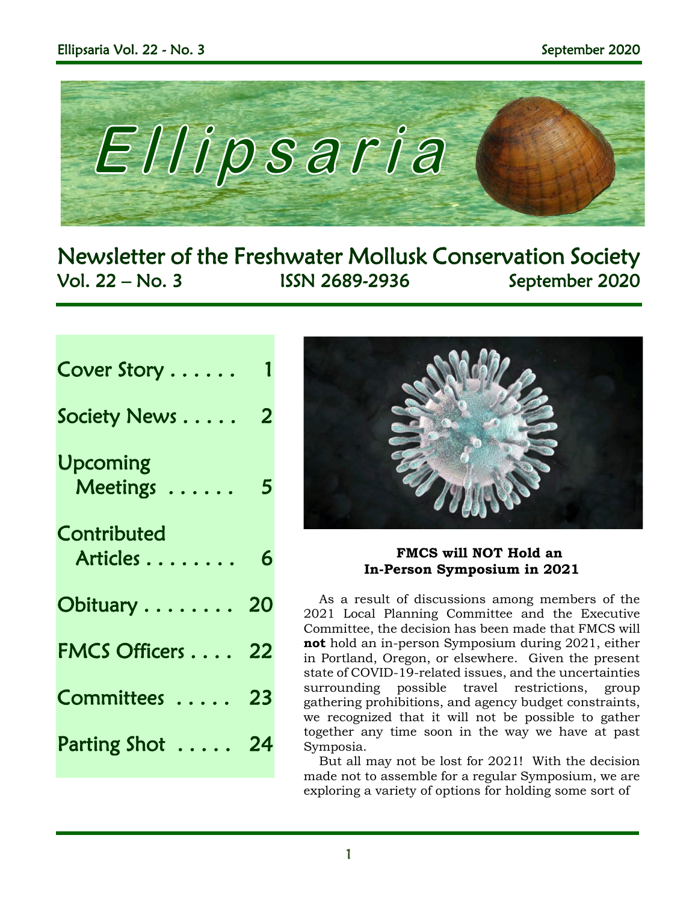# Ellipsaria

## Newsletter of the Freshwater Mollusk Conservation Society

Vol. 22 – No. 3 ISSN 2689-2936 September 2020

| | |
|---|---|
| Cover Story . . . . . . | 1 |
| Society News . . . . . | 2 |
| Upcoming Meetings . . . . . . | 5 |
| Contributed Articles . . . . . . . . | 6 |
| Obituary . . . . . . . . | 20 |
| FMCS Officers . . . . | 22 |
| Committees . . . . . | 23 |
| Parting Shot . . . . . | 24 |

**FMCS will NOT Hold an In-Person Symposium in 2021**

As a result of discussions among members of the 2021 Local Planning Committee and the Executive Committee, the decision has been made that FMCS will **not** hold an in-person Symposium during 2021, either in Portland, Oregon, or elsewhere. Given the present state of COVID-19-related issues, and the uncertainties surrounding possible travel restrictions, group gathering prohibitions, and agency budget constraints, we recognized that it will not be possible to gather together any time soon in the way we have at past Symposia.

But all may not be lost for 2021! With the decision made not to assemble for a regular Symposium, we are exploring a variety of options for holding some sort of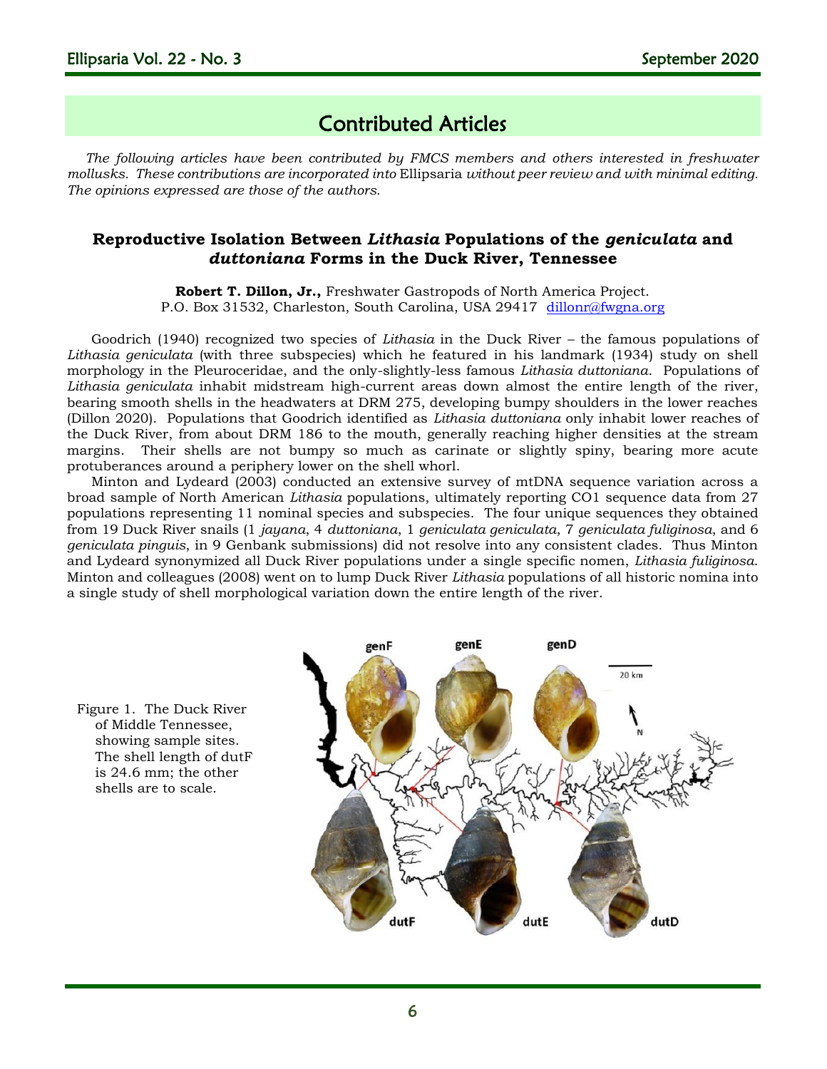## Contributed Articles

*The following articles have been contributed by FMCS members and others interested in freshwater mollusks. These contributions are incorporated into* Ellipsaria *without peer review and with minimal editing. The opinions expressed are those of the authors.*

### Reproductive Isolation Between *Lithasia* Populations of the *geniculata* and *duttoniana* Forms in the Duck River, Tennessee

**Robert T. Dillon, Jr.,** Freshwater Gastropods of North America Project.
P.O. Box 31532, Charleston, South Carolina, USA 29417 dillonr@fwgna.org

Goodrich (1940) recognized two species of *Lithasia* in the Duck River – the famous populations of *Lithasia geniculata* (with three subspecies) which he featured in his landmark (1934) study on shell morphology in the Pleuroceridae, and the only-slightly-less famous *Lithasia duttoniana*. Populations of *Lithasia geniculata* inhabit midstream high-current areas down almost the entire length of the river, bearing smooth shells in the headwaters at DRM 275, developing bumpy shoulders in the lower reaches (Dillon 2020). Populations that Goodrich identified as *Lithasia duttoniana* only inhabit lower reaches of the Duck River, from about DRM 186 to the mouth, generally reaching higher densities at the stream margins. Their shells are not bumpy so much as carinate or slightly spiny, bearing more acute protuberances around a periphery lower on the shell whorl.

Minton and Lydeard (2003) conducted an extensive survey of mtDNA sequence variation across a broad sample of North American *Lithasia* populations, ultimately reporting CO1 sequence data from 27 populations representing 11 nominal species and subspecies. The four unique sequences they obtained from 19 Duck River snails (1 *jayana*, 4 *duttoniana,* 1 *geniculata geniculata,* 7 *geniculata fuliginosa*, and 6 *geniculata pinguis*, in 9 Genbank submissions) did not resolve into any consistent clades. Thus Minton and Lydeard synonymized all Duck River populations under a single specific nomen, *Lithasia fuliginosa*. Minton and colleagues (2008) went on to lump Duck River *Lithasia* populations of all historic nomina into a single study of shell morphological variation down the entire length of the river.

Figure 1. The Duck River of Middle Tennessee, showing sample sites. The shell length of dutF is 24.6 mm; the other shells are to scale.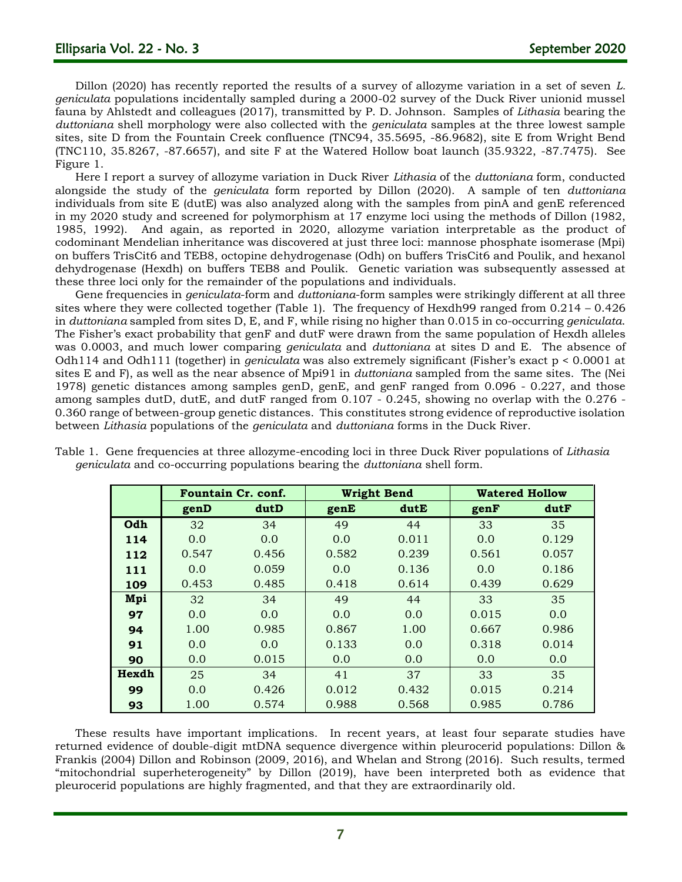Dillon (2020) has recently reported the results of a survey of allozyme variation in a set of seven *L. geniculata* populations incidentally sampled during a 2000-02 survey of the Duck River unionid mussel fauna by Ahlstedt and colleagues (2017), transmitted by P. D. Johnson. Samples of *Lithasia* bearing the *duttoniana* shell morphology were also collected with the *geniculata* samples at the three lowest sample sites, site D from the Fountain Creek confluence (TNC94, 35.5695, -86.9682), site E from Wright Bend (TNC110, 35.8267, -87.6657), and site F at the Watered Hollow boat launch (35.9322, -87.7475). See Figure 1.

Here I report a survey of allozyme variation in Duck River *Lithasia* of the *duttoniana* form, conducted alongside the study of the *geniculata* form reported by Dillon (2020). A sample of ten *duttoniana* individuals from site E (dutE) was also analyzed along with the samples from pinA and genE referenced in my 2020 study and screened for polymorphism at 17 enzyme loci using the methods of Dillon (1982, 1985, 1992). And again, as reported in 2020, allozyme variation interpretable as the product of codominant Mendelian inheritance was discovered at just three loci: mannose phosphate isomerase (Mpi) on buffers TrisCit6 and TEB8, octopine dehydrogenase (Odh) on buffers TrisCit6 and Poulik, and hexanol dehydrogenase (Hexdh) on buffers TEB8 and Poulik. Genetic variation was subsequently assessed at these three loci only for the remainder of the populations and individuals.

Gene frequencies in *geniculata*-form and *duttoniana*-form samples were strikingly different at all three sites where they were collected together (Table 1). The frequency of Hexdh99 ranged from 0.214 – 0.426 in *duttoniana* sampled from sites D, E, and F, while rising no higher than 0.015 in co-occurring *geniculata*. The Fisher's exact probability that genF and dutF were drawn from the same population of Hexdh alleles was 0.0003, and much lower comparing *geniculata* and *duttoniana* at sites D and E. The absence of Odh114 and Odh111 (together) in *geniculata* was also extremely significant (Fisher's exact $p < 0.0001$ at sites E and F), as well as the near absence of Mpi91 in *duttoniana* sampled from the same sites. The (Nei 1978) genetic distances among samples genD, genE, and genF ranged from 0.096 - 0.227, and those among samples dutD, dutE, and dutF ranged from 0.107 - 0.245, showing no overlap with the 0.276 - 0.360 range of between-group genetic distances. This constitutes strong evidence of reproductive isolation between *Lithasia* populations of the *geniculata* and *duttoniana* forms in the Duck River.

Table 1. Gene frequencies at three allozyme-encoding loci in three Duck River populations of *Lithasia geniculata* and co-occurring populations bearing the *duttoniana* shell form.

| | **Fountain Cr. conf.** | | **Wright Bend** | | **Watered Hollow** | |
|---|---|---|---|---|---|---|
| | **genD** | **dutD** | **genE** | **dutE** | **genF** | **dutF** |
| **Odh** | 32 | 34 | 49 | 44 | 33 | 35 |
| **114** | 0.0 | 0.0 | 0.0 | 0.011 | 0.0 | 0.129 |
| **112** | 0.547 | 0.456 | 0.582 | 0.239 | 0.561 | 0.057 |
| **111** | 0.0 | 0.059 | 0.0 | 0.136 | 0.0 | 0.186 |
| **109** | 0.453 | 0.485 | 0.418 | 0.614 | 0.439 | 0.629 |
| **Mpi** | 32 | 34 | 49 | 44 | 33 | 35 |
| **97** | 0.0 | 0.0 | 0.0 | 0.0 | 0.015 | 0.0 |
| **94** | 1.00 | 0.985 | 0.867 | 1.00 | 0.667 | 0.986 |
| **91** | 0.0 | 0.0 | 0.133 | 0.0 | 0.318 | 0.014 |
| **90** | 0.0 | 0.015 | 0.0 | 0.0 | 0.0 | 0.0 |
| **Hexdh** | 25 | 34 | 41 | 37 | 33 | 35 |
| **99** | 0.0 | 0.426 | 0.012 | 0.432 | 0.015 | 0.214 |
| **93** | 1.00 | 0.574 | 0.988 | 0.568 | 0.985 | 0.786 |

These results have important implications. In recent years, at least four separate studies have returned evidence of double-digit mtDNA sequence divergence within pleurocerid populations: Dillon & Frankis (2004) Dillon and Robinson (2009, 2016), and Whelan and Strong (2016). Such results, termed "mitochondrial superheterogeneity" by Dillon (2019), have been interpreted both as evidence that pleurocerid populations are highly fragmented, and that they are extraordinarily old.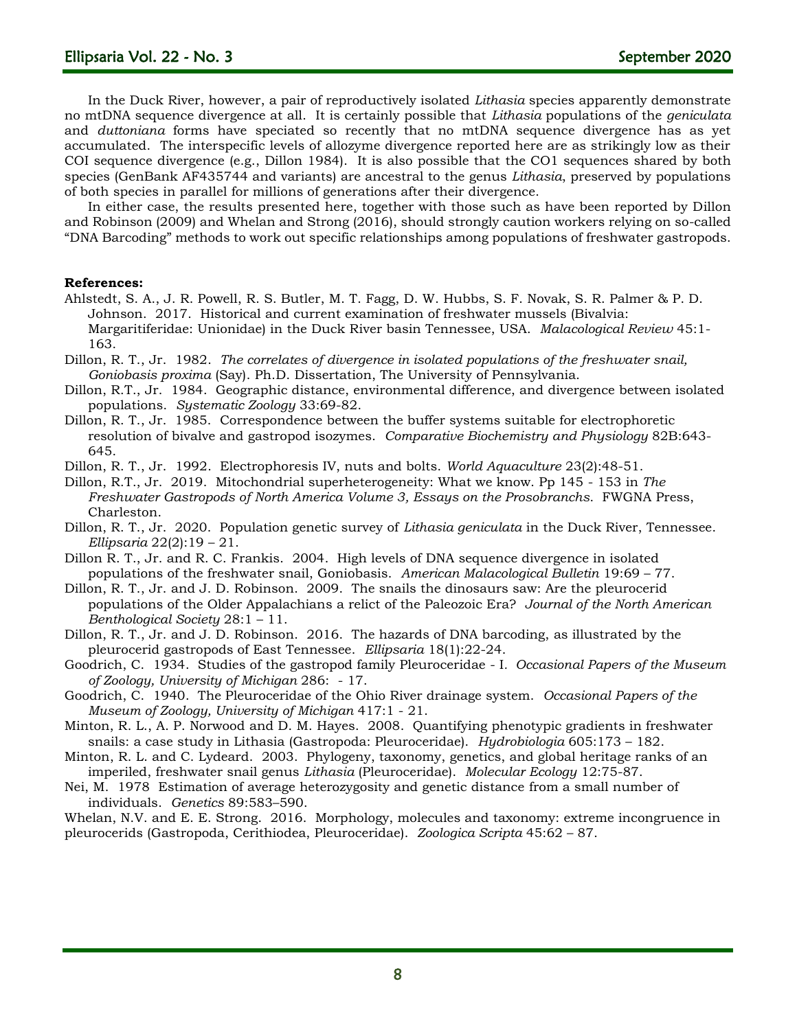In the Duck River, however, a pair of reproductively isolated *Lithasia* species apparently demonstrate no mtDNA sequence divergence at all. It is certainly possible that *Lithasia* populations of the *geniculata* and *duttoniana* forms have speciated so recently that no mtDNA sequence divergence has as yet accumulated. The interspecific levels of allozyme divergence reported here are as strikingly low as their COI sequence divergence (e.g., Dillon 1984). It is also possible that the CO1 sequences shared by both species (GenBank AF435744 and variants) are ancestral to the genus *Lithasia*, preserved by populations of both species in parallel for millions of generations after their divergence.

In either case, the results presented here, together with those such as have been reported by Dillon and Robinson (2009) and Whelan and Strong (2016), should strongly caution workers relying on so-called "DNA Barcoding" methods to work out specific relationships among populations of freshwater gastropods.

**References:**

Ahlstedt, S. A., J. R. Powell, R. S. Butler, M. T. Fagg, D. W. Hubbs, S. F. Novak, S. R. Palmer & P. D. Johnson. 2017. Historical and current examination of freshwater mussels (Bivalvia: Margaritiferidae: Unionidae) in the Duck River basin Tennessee, USA. *Malacological Review* 45:1-163.

Dillon, R. T., Jr. 1982. *The correlates of divergence in isolated populations of the freshwater snail, Goniobasis proxima* (Say). Ph.D. Dissertation, The University of Pennsylvania.

Dillon, R.T., Jr. 1984. Geographic distance, environmental difference, and divergence between isolated populations. *Systematic Zoology* 33:69-82.

Dillon, R. T., Jr. 1985. Correspondence between the buffer systems suitable for electrophoretic resolution of bivalve and gastropod isozymes. *Comparative Biochemistry and Physiology* 82B:643-645.

Dillon, R. T., Jr. 1992. Electrophoresis IV, nuts and bolts. *World Aquaculture* 23(2):48-51.

Dillon, R.T., Jr. 2019. Mitochondrial superheterogeneity: What we know. Pp 145 - 153 in *The Freshwater Gastropods of North America Volume 3, Essays on the Prosobranchs*. FWGNA Press, Charleston.

Dillon, R. T., Jr. 2020. Population genetic survey of *Lithasia geniculata* in the Duck River, Tennessee. *Ellipsaria* 22(2):19 – 21.

Dillon R. T., Jr. and R. C. Frankis. 2004. High levels of DNA sequence divergence in isolated populations of the freshwater snail, Goniobasis. *American Malacological Bulletin* 19:69 – 77.

Dillon, R. T., Jr. and J. D. Robinson. 2009. The snails the dinosaurs saw: Are the pleurocerid populations of the Older Appalachians a relict of the Paleozoic Era? *Journal of the North American Benthological Society* 28:1 – 11.

Dillon, R. T., Jr. and J. D. Robinson. 2016. The hazards of DNA barcoding, as illustrated by the pleurocerid gastropods of East Tennessee. *Ellipsaria* 18(1):22-24.

Goodrich, C. 1934. Studies of the gastropod family Pleuroceridae - I. *Occasional Papers of the Museum of Zoology, University of Michigan* 286: - 17.

Goodrich, C. 1940. The Pleuroceridae of the Ohio River drainage system. *Occasional Papers of the Museum of Zoology, University of Michigan* 417:1 - 21.

Minton, R. L., A. P. Norwood and D. M. Hayes. 2008. Quantifying phenotypic gradients in freshwater snails: a case study in Lithasia (Gastropoda: Pleuroceridae). *Hydrobiologia* 605:173 – 182.

Minton, R. L. and C. Lydeard. 2003. Phylogeny, taxonomy, genetics, and global heritage ranks of an imperiled, freshwater snail genus *Lithasia* (Pleuroceridae). *Molecular Ecology* 12:75-87.

Nei, M. 1978 Estimation of average heterozygosity and genetic distance from a small number of individuals. *Genetics* 89:583–590.

Whelan, N.V. and E. E. Strong. 2016. Morphology, molecules and taxonomy: extreme incongruence in pleurocerids (Gastropoda, Cerithiodea, Pleuroceridae). *Zoologica Scripta* 45:62 – 87.